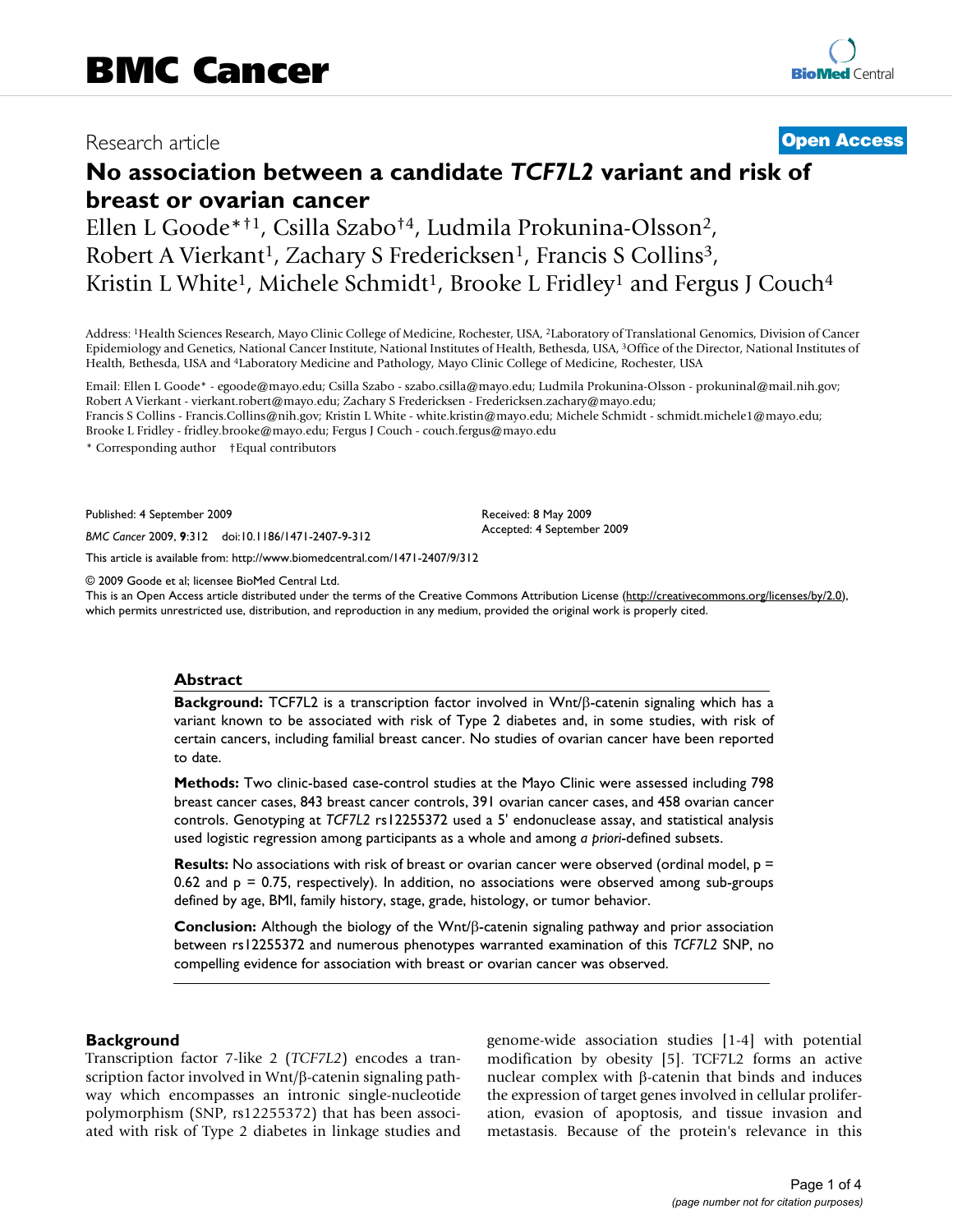Research article

**Open Access**

# No association between a candidate *TCF7L2* variant and risk of breast or ovarian cancer

Ellen L Goode*†[1], Csilla Szabo†[4], Ludmila Prokunina-Olsson[2], Robert A Vierkant[1], Zachary S Fredericksen[1], Francis S Collins[3], Kristin L White[1], Michele Schmidt[1], Brooke L Fridley[1] and Fergus J Couch[4]

Address: [1]Health Sciences Research, Mayo Clinic College of Medicine, Rochester, USA, [2]Laboratory of Translational Genomics, Division of Cancer Epidemiology and Genetics, National Cancer Institute, National Institutes of Health, Bethesda, USA, [3]Office of the Director, National Institutes of Health, Bethesda, USA and [4]Laboratory Medicine and Pathology, Mayo Clinic College of Medicine, Rochester, USA

Email: Ellen L Goode* - egoode@mayo.edu; Csilla Szabo - szabo.csilla@mayo.edu; Ludmila Prokunina-Olsson - prokuninal@mail.nih.gov; Robert A Vierkant - vierkant.robert@mayo.edu; Zachary S Fredericksen - Fredericksen.zachary@mayo.edu; Francis S Collins - Francis.Collins@nih.gov; Kristin L White - white.kristin@mayo.edu; Michele Schmidt - schmidt.michele1@mayo.edu; Brooke L Fridley - fridley.brooke@mayo.edu; Fergus J Couch - couch.fergus@mayo.edu

\* Corresponding author †Equal contributors

Published: 4 September 2009

*BMC Cancer* 2009, **9**:312 doi:10.1186/1471-2407-9-312

Received: 8 May 2009
Accepted: 4 September 2009

This article is available from: http://www.biomedcentral.com/1471-2407/9/312

© 2009 Goode et al; licensee BioMed Central Ltd.
This is an Open Access article distributed under the terms of the Creative Commons Attribution License (http://creativecommons.org/licenses/by/2.0), which permits unrestricted use, distribution, and reproduction in any medium, provided the original work is properly cited.

## Abstract

**Background:** TCF7L2 is a transcription factor involved in Wnt/β-catenin signaling which has a variant known to be associated with risk of Type 2 diabetes and, in some studies, with risk of certain cancers, including familial breast cancer. No studies of ovarian cancer have been reported to date.

**Methods:** Two clinic-based case-control studies at the Mayo Clinic were assessed including 798 breast cancer cases, 843 breast cancer controls, 391 ovarian cancer cases, and 458 ovarian cancer controls. Genotyping at *TCF7L2* rs12255372 used a 5' endonuclease assay, and statistical analysis used logistic regression among participants as a whole and among *a priori*-defined subsets.

**Results:** No associations with risk of breast or ovarian cancer were observed (ordinal model, $p = 0.62$ and $p = 0.75$, respectively). In addition, no associations were observed among sub-groups defined by age, BMI, family history, stage, grade, histology, or tumor behavior.

**Conclusion:** Although the biology of the Wnt/β-catenin signaling pathway and prior association between rs12255372 and numerous phenotypes warranted examination of this *TCF7L2* SNP, no compelling evidence for association with breast or ovarian cancer was observed.

## Background

Transcription factor 7-like 2 (*TCF7L2*) encodes a transcription factor involved in Wnt/β-catenin signaling pathway which encompasses an intronic single-nucleotide polymorphism (SNP, rs12255372) that has been associated with risk of Type 2 diabetes in linkage studies and genome-wide association studies [1-4] with potential modification by obesity [5]. TCF7L2 forms an active nuclear complex with β-catenin that binds and induces the expression of target genes involved in cellular proliferation, evasion of apoptosis, and tissue invasion and metastasis. Because of the protein's relevance in this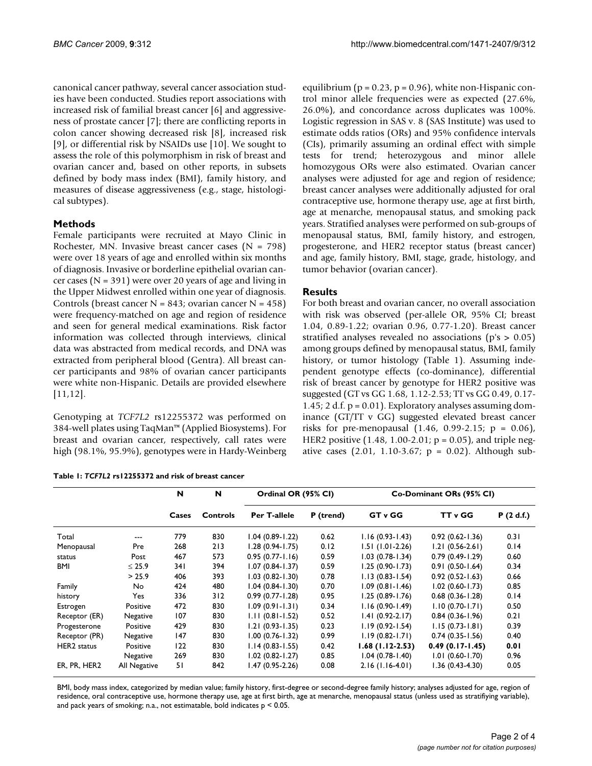canonical cancer pathway, several cancer association studies have been conducted. Studies report associations with increased risk of familial breast cancer [6] and aggressiveness of prostate cancer [7]; there are conflicting reports in colon cancer showing decreased risk [8], increased risk [9], or differential risk by NSAIDs use [10]. We sought to assess the role of this polymorphism in risk of breast and ovarian cancer and, based on other reports, in subsets defined by body mass index (BMI), family history, and measures of disease aggressiveness (e.g., stage, histological subtypes).

## Methods

Female participants were recruited at Mayo Clinic in Rochester, MN. Invasive breast cancer cases (N = 798) were over 18 years of age and enrolled within six months of diagnosis. Invasive or borderline epithelial ovarian cancer cases (N = 391) were over 20 years of age and living in the Upper Midwest enrolled within one year of diagnosis. Controls (breast cancer N = 843; ovarian cancer N = 458) were frequency-matched on age and region of residence and seen for general medical examinations. Risk factor information was collected through interviews, clinical data was abstracted from medical records, and DNA was extracted from peripheral blood (Gentra). All breast cancer participants and 98% of ovarian cancer participants were white non-Hispanic. Details are provided elsewhere [11,12].

Genotyping at *TCF7L2* rs12255372 was performed on 384-well plates using TaqMan™ (Applied Biosystems). For breast and ovarian cancer, respectively, call rates were high (98.1%, 95.9%), genotypes were in Hardy-Weinberg equilibrium (p = 0.23, p = 0.96), white non-Hispanic control minor allele frequencies were as expected (27.6%, 26.0%), and concordance across duplicates was 100%. Logistic regression in SAS v. 8 (SAS Institute) was used to estimate odds ratios (ORs) and 95% confidence intervals (CIs), primarily assuming an ordinal effect with simple tests for trend; heterozygous and minor allele homozygous ORs were also estimated. Ovarian cancer analyses were adjusted for age and region of residence; breast cancer analyses were additionally adjusted for oral contraceptive use, hormone therapy use, age at first birth, age at menarche, menopausal status, and smoking pack years. Stratified analyses were performed on sub-groups of menopausal status, BMI, family history, and estrogen, progesterone, and HER2 receptor status (breast cancer) and age, family history, BMI, stage, grade, histology, and tumor behavior (ovarian cancer).

## Results

For both breast and ovarian cancer, no overall association with risk was observed (per-allele OR, 95% CI; breast 1.04, 0.89-1.22; ovarian 0.96, 0.77-1.20). Breast cancer stratified analyses revealed no associations (p's > 0.05) among groups defined by menopausal status, BMI, family history, or tumor histology (Table 1). Assuming independent genotype effects (co-dominance), differential risk of breast cancer by genotype for HER2 positive was suggested (GT vs GG 1.68, 1.12-2.53; TT vs GG 0.49, 0.17-1.45; 2 d.f. p = 0.01). Exploratory analyses assuming dominance (GT/TT v GG) suggested elevated breast cancer risks for pre-menopausal (1.46, 0.99-2.15; p = 0.06), HER2 positive (1.48, 1.00-2.01; p = 0.05), and triple negative cases (2.01, 1.10-3.67; p = 0.02). Although sub-

**Table 1: *TCF7L2* rs12255372 and risk of breast cancer**

| | | N | N | Ordinal OR (95% CI) | | Co-Dominant ORs (95% CI) | | |
|---|---|---|---|---|---|---|---|---|
| | | Cases | Controls | Per T-allele | P (trend) | GT v GG | TT v GG | P (2 d.f.) |
| Total | --- | 779 | 830 | 1.04 (0.89-1.22) | 0.62 | 1.16 (0.93-1.43) | 0.92 (0.62-1.36) | 0.31 |
| Menopausal | Pre | 268 | 213 | 1.28 (0.94-1.75) | 0.12 | 1.51 (1.01-2.26) | 1.21 (0.56-2.61) | 0.14 |
| status | Post | 467 | 573 | 0.95 (0.77-1.16) | 0.59 | 1.03 (0.78-1.34) | 0.79 (0.49-1.29) | 0.60 |
| BMI | ≤ 25.9 | 341 | 394 | 1.07 (0.84-1.37) | 0.59 | 1.25 (0.90-1.73) | 0.91 (0.50-1.64) | 0.34 |
| | > 25.9 | 406 | 393 | 1.03 (0.82-1.30) | 0.78 | 1.13 (0.83-1.54) | 0.92 (0.52-1.63) | 0.66 |
| Family | No | 424 | 480 | 1.04 (0.84-1.30) | 0.70 | 1.09 (0.81-1.46) | 1.02 (0.60-1.73) | 0.85 |
| history | Yes | 336 | 312 | 0.99 (0.77-1.28) | 0.95 | 1.25 (0.89-1.76) | 0.68 (0.36-1.28) | 0.14 |
| Estrogen | Positive | 472 | 830 | 1.09 (0.91-1.31) | 0.34 | 1.16 (0.90-1.49) | 1.10 (0.70-1.71) | 0.50 |
| Receptor (ER) | Negative | 107 | 830 | 1.11 (0.81-1.52) | 0.52 | 1.41 (0.92-2.17) | 0.84 (0.36-1.96) | 0.21 |
| Progesterone | Positive | 429 | 830 | 1.21 (0.93-1.35) | 0.23 | 1.19 (0.92-1.54) | 1.15 (0.73-1.81) | 0.39 |
| Receptor (PR) | Negative | 147 | 830 | 1.00 (0.76-1.32) | 0.99 | 1.19 (0.82-1.71) | 0.74 (0.35-1.56) | 0.40 |
| HER2 status | Positive | 122 | 830 | 1.14 (0.83-1.55) | 0.42 | **1.68 (1.12-2.53)** | **0.49 (0.17-1.45)** | **0.01** |
| | Negative | 269 | 830 | 1.02 (0.82-1.27) | 0.85 | 1.04 (0.78-1.40) | 1.01 (0.60-1.70) | 0.96 |
| ER, PR, HER2 | All Negative | 51 | 842 | 1.47 (0.95-2.26) | 0.08 | 2.16 (1.16-4.01) | 1.36 (0.43-4.30) | 0.05 |

BMI, body mass index, categorized by median value; family history, first-degree or second-degree family history; analyses adjusted for age, region of residence, oral contraceptive use, hormone therapy use, age at first birth, age at menarche, menopausal status (unless used as stratifiying variable), and pack years of smoking; n.a., not estimatable, bold indicates p < 0.05.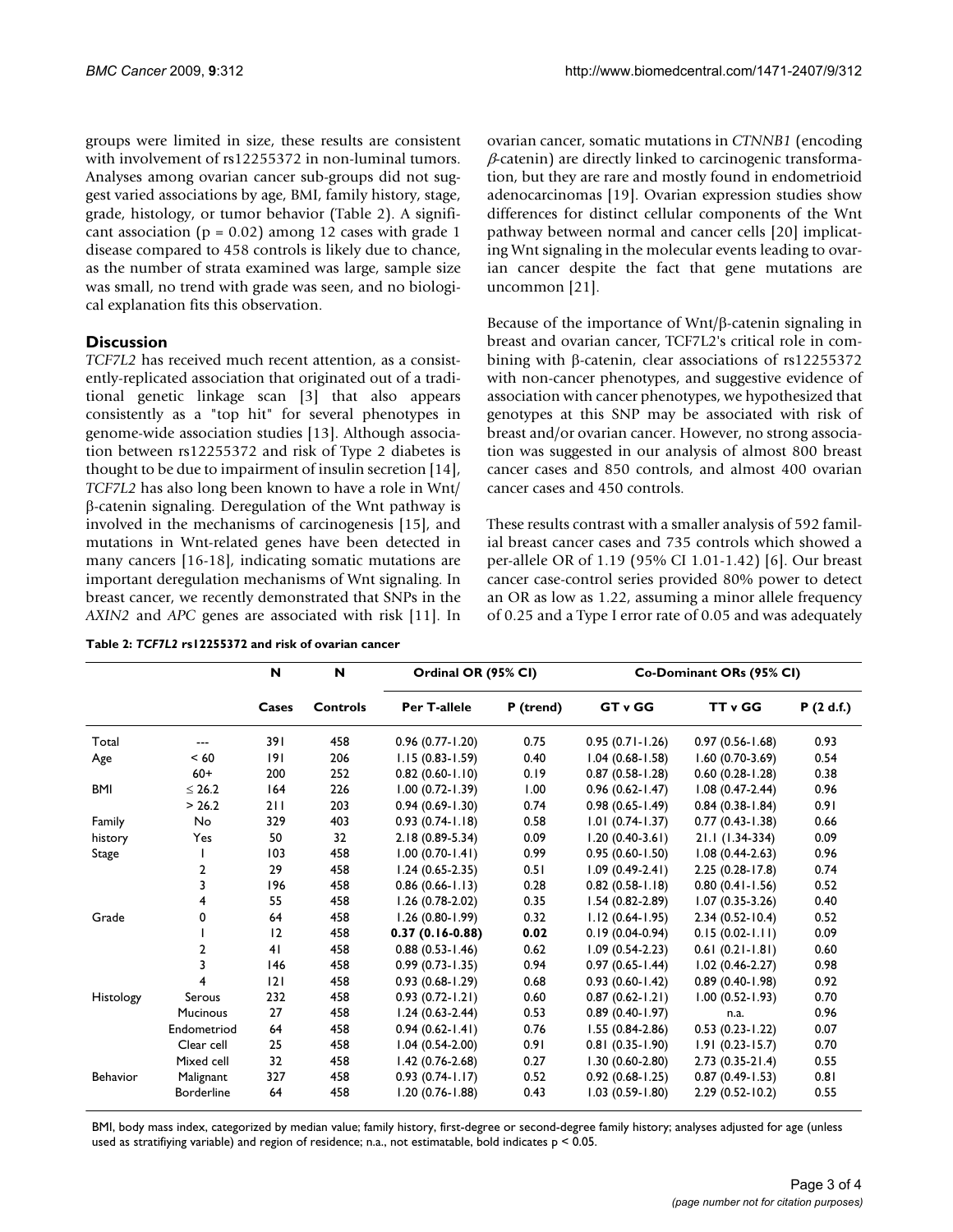groups were limited in size, these results are consistent with involvement of rs12255372 in non-luminal tumors. Analyses among ovarian cancer sub-groups did not suggest varied associations by age, BMI, family history, stage, grade, histology, or tumor behavior (Table 2). A significant association (p = 0.02) among 12 cases with grade 1 disease compared to 458 controls is likely due to chance, as the number of strata examined was large, sample size was small, no trend with grade was seen, and no biological explanation fits this observation.

## Discussion

*TCF7L2* has received much recent attention, as a consistently-replicated association that originated out of a traditional genetic linkage scan [3] that also appears consistently as a "top hit" for several phenotypes in genome-wide association studies [13]. Although association between rs12255372 and risk of Type 2 diabetes is thought to be due to impairment of insulin secretion [14], *TCF7L2* has also long been known to have a role in Wnt/β-catenin signaling. Deregulation of the Wnt pathway is involved in the mechanisms of carcinogenesis [15], and mutations in Wnt-related genes have been detected in many cancers [16-18], indicating somatic mutations are important deregulation mechanisms of Wnt signaling. In breast cancer, we recently demonstrated that SNPs in the *AXIN2* and *APC* genes are associated with risk [11]. In ovarian cancer, somatic mutations in *CTNNB1* (encoding *β*-catenin) are directly linked to carcinogenic transformation, but they are rare and mostly found in endometrioid adenocarcinomas [19]. Ovarian expression studies show differences for distinct cellular components of the Wnt pathway between normal and cancer cells [20] implicating Wnt signaling in the molecular events leading to ovarian cancer despite the fact that gene mutations are uncommon [21].

Because of the importance of Wnt/β-catenin signaling in breast and ovarian cancer, TCF7L2's critical role in combining with β-catenin, clear associations of rs12255372 with non-cancer phenotypes, and suggestive evidence of association with cancer phenotypes, we hypothesized that genotypes at this SNP may be associated with risk of breast and/or ovarian cancer. However, no strong association was suggested in our analysis of almost 800 breast cancer cases and 850 controls, and almost 400 ovarian cancer cases and 450 controls.

These results contrast with a smaller analysis of 592 familial breast cancer cases and 735 controls which showed a per-allele OR of 1.19 (95% CI 1.01-1.42) [6]. Our breast cancer case-control series provided 80% power to detect an OR as low as 1.22, assuming a minor allele frequency of 0.25 and a Type I error rate of 0.05 and was adequately

**Table 2: *TCF7L2* rs12255372 and risk of ovarian cancer**

| | | N | N | Ordinal OR (95% CI) | | Co-Dominant ORs (95% CI) | | |
|---|---|---|---|---|---|---|---|---|
| | | Cases | Controls | Per T-allele | P (trend) | GT v GG | TT v GG | P (2 d.f.) |
| Total | --- | 391 | 458 | 0.96 (0.77-1.20) | 0.75 | 0.95 (0.71-1.26) | 0.97 (0.56-1.68) | 0.93 |
| Age | < 60 | 191 | 206 | 1.15 (0.83-1.59) | 0.40 | 1.04 (0.68-1.58) | 1.60 (0.70-3.69) | 0.54 |
| | 60+ | 200 | 252 | 0.82 (0.60-1.10) | 0.19 | 0.87 (0.58-1.28) | 0.60 (0.28-1.28) | 0.38 |
| BMI | ≤ 26.2 | 164 | 226 | 1.00 (0.72-1.39) | 1.00 | 0.96 (0.62-1.47) | 1.08 (0.47-2.44) | 0.96 |
| | > 26.2 | 211 | 203 | 0.94 (0.69-1.30) | 0.74 | 0.98 (0.65-1.49) | 0.84 (0.38-1.84) | 0.91 |
| Family history | No | 329 | 403 | 0.93 (0.74-1.18) | 0.58 | 1.01 (0.74-1.37) | 0.77 (0.43-1.38) | 0.66 |
| | Yes | 50 | 32 | 2.18 (0.89-5.34) | 0.09 | 1.20 (0.40-3.61) | 21.1 (1.34-334) | 0.09 |
| Stage | 1 | 103 | 458 | 1.00 (0.70-1.41) | 0.99 | 0.95 (0.60-1.50) | 1.08 (0.44-2.63) | 0.96 |
| | 2 | 29 | 458 | 1.24 (0.65-2.35) | 0.51 | 1.09 (0.49-2.41) | 2.25 (0.28-17.8) | 0.74 |
| | 3 | 196 | 458 | 0.86 (0.66-1.13) | 0.28 | 0.82 (0.58-1.18) | 0.80 (0.41-1.56) | 0.52 |
| | 4 | 55 | 458 | 1.26 (0.78-2.02) | 0.35 | 1.54 (0.82-2.89) | 1.07 (0.35-3.26) | 0.40 |
| Grade | 0 | 64 | 458 | 1.26 (0.80-1.99) | 0.32 | 1.12 (0.64-1.95) | 2.34 (0.52-10.4) | 0.52 |
| | 1 | 12 | 458 | **0.37 (0.16-0.88)** | **0.02** | 0.19 (0.04-0.94) | 0.15 (0.02-1.11) | 0.09 |
| | 2 | 41 | 458 | 0.88 (0.53-1.46) | 0.62 | 1.09 (0.54-2.23) | 0.61 (0.21-1.81) | 0.60 |
| | 3 | 146 | 458 | 0.99 (0.73-1.35) | 0.94 | 0.97 (0.65-1.44) | 1.02 (0.46-2.27) | 0.98 |
| | 4 | 121 | 458 | 0.93 (0.68-1.29) | 0.68 | 0.93 (0.60-1.42) | 0.89 (0.40-1.98) | 0.92 |
| Histology | Serous | 232 | 458 | 0.93 (0.72-1.21) | 0.60 | 0.87 (0.62-1.21) | 1.00 (0.52-1.93) | 0.70 |
| | Mucinous | 27 | 458 | 1.24 (0.63-2.44) | 0.53 | 0.89 (0.40-1.97) | n.a. | 0.96 |
| | Endometriod | 64 | 458 | 0.94 (0.62-1.41) | 0.76 | 1.55 (0.84-2.86) | 0.53 (0.23-1.22) | 0.07 |
| | Clear cell | 25 | 458 | 1.04 (0.54-2.00) | 0.91 | 0.81 (0.35-1.90) | 1.91 (0.23-15.7) | 0.70 |
| | Mixed cell | 32 | 458 | 1.42 (0.76-2.68) | 0.27 | 1.30 (0.60-2.80) | 2.73 (0.35-21.4) | 0.55 |
| Behavior | Malignant | 327 | 458 | 0.93 (0.74-1.17) | 0.52 | 0.92 (0.68-1.25) | 0.87 (0.49-1.53) | 0.81 |
| | Borderline | 64 | 458 | 1.20 (0.76-1.88) | 0.43 | 1.03 (0.59-1.80) | 2.29 (0.52-10.2) | 0.55 |

BMI, body mass index, categorized by median value; family history, first-degree or second-degree family history; analyses adjusted for age (unless used as stratifiying variable) and region of residence; n.a., not estimatable, bold indicates p < 0.05.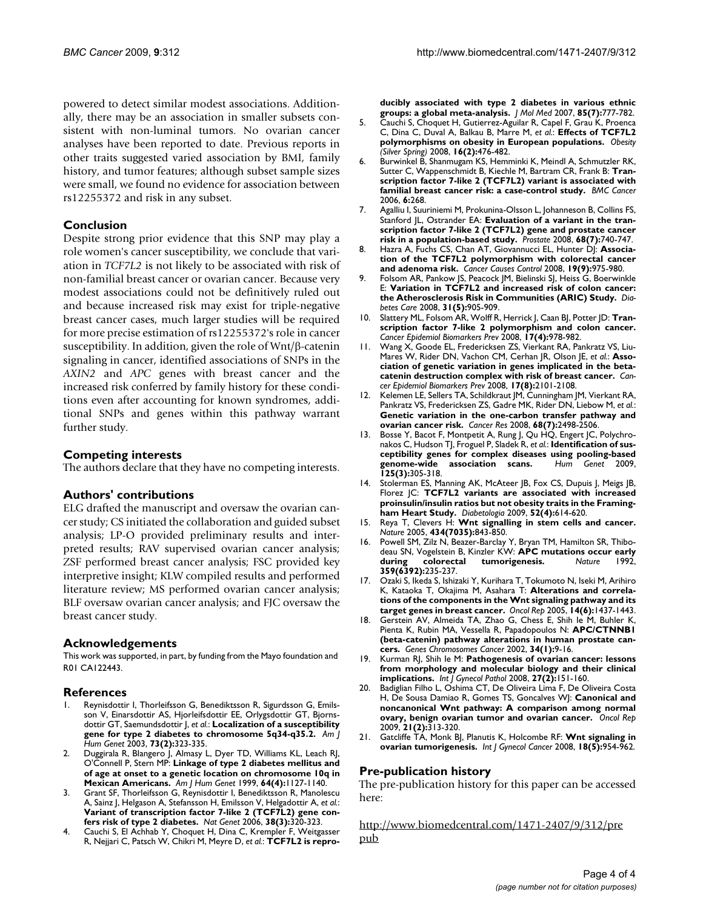powered to detect similar modest associations. Additionally, there may be an association in smaller subsets consistent with non-luminal tumors. No ovarian cancer analyses have been reported to date. Previous reports in other traits suggested varied association by BMI, family history, and tumor features; although subset sample sizes were small, we found no evidence for association between rs12255372 and risk in any subset.

## Conclusion

Despite strong prior evidence that this SNP may play a role women's cancer susceptibility, we conclude that variation in *TCF7L2* is not likely to be associated with risk of non-familial breast cancer or ovarian cancer. Because very modest associations could not be definitively ruled out and because increased risk may exist for triple-negative breast cancer cases, much larger studies will be required for more precise estimation of rs12255372's role in cancer susceptibility. In addition, given the role of Wnt/β-catenin signaling in cancer, identified associations of SNPs in the *AXIN2* and *APC* genes with breast cancer and the increased risk conferred by family history for these conditions even after accounting for known syndromes, additional SNPs and genes within this pathway warrant further study.

## Competing interests

The authors declare that they have no competing interests.

## Authors' contributions

ELG drafted the manuscript and oversaw the ovarian cancer study; CS initiated the collaboration and guided subset analysis; LP-O provided preliminary results and interpreted results; RAV supervised ovarian cancer analysis; ZSF performed breast cancer analysis; FSC provided key interpretive insight; KLW compiled results and performed literature review; MS performed ovarian cancer analysis; BLF oversaw ovarian cancer analysis; and FJC oversaw the breast cancer study.

## Acknowledgements

This work was supported, in part, by funding from the Mayo foundation and R01 CA122443.

## References

1. Reynisdottir I, Thorleifsson G, Benediktsson R, Sigurdsson G, Emilsson V, Einarsdottir AS, Hjorleifsdottir EE, Orlygsdottir GT, Bjornsdottir GT, Saemundsdottir J, *et al.*: **Localization of a susceptibility gene for type 2 diabetes to chromosome 5q34-q35.2.** *Am J Hum Genet* 2003, **73(2)**:323-335.
2. Duggirala R, Blangero J, Almasy L, Dyer TD, Williams KL, Leach RJ, O'Connell P, Stern MP: **Linkage of type 2 diabetes mellitus and of age at onset to a genetic location on chromosome 10q in Mexican Americans.** *Am J Hum Genet* 1999, **64(4)**:1127-1140.
3. Grant SF, Thorleifsson G, Reynisdottir I, Benediktsson R, Manolescu A, Sainz J, Helgason A, Stefansson H, Emilsson V, Helgadottir A, *et al.*: **Variant of transcription factor 7-like 2 (TCF7L2) gene confers risk of type 2 diabetes.** *Nat Genet* 2006, **38(3)**:320-323.
4. Cauchi S, El Achhab Y, Choquet H, Dina C, Krempler F, Weitgasser R, Nejjari C, Patsch W, Chikri M, Meyre D, *et al.*: **TCF7L2 is reproducibly associated with type 2 diabetes in various ethnic groups: a global meta-analysis.** *J Mol Med* 2007, **85(7)**:777-782.
5. Cauchi S, Choquet H, Gutierrez-Aguilar R, Capel F, Grau K, Proenca C, Dina C, Duval A, Balkau B, Marre M, *et al.*: **Effects of TCF7L2 polymorphisms on obesity in European populations.** *Obesity (Silver Spring)* 2008, **16(2)**:476-482.
6. Burwinkel B, Shanmugam KS, Hemminki K, Meindl A, Schmutzler RK, Sutter C, Wappenschmidt B, Kiechle M, Bartram CR, Frank B: **Transcription factor 7-like 2 (TCF7L2) variant is associated with familial breast cancer risk: a case-control study.** *BMC Cancer* 2006, **6**:268.
7. Agalliu I, Suuriniemi M, Prokunina-Olsson L, Johanneson B, Collins FS, Stanford JL, Ostrander EA: **Evaluation of a variant in the transcription factor 7-like 2 (TCF7L2) gene and prostate cancer risk in a population-based study.** *Prostate* 2008, **68(7)**:740-747.
8. Hazra A, Fuchs CS, Chan AT, Giovannucci EL, Hunter DJ: **Association of the TCF7L2 polymorphism with colorectal cancer and adenoma risk.** *Cancer Causes Control* 2008, **19(9)**:975-980.
9. Folsom AR, Pankow JS, Peacock JM, Bielinski SJ, Heiss G, Boerwinkle E: **Variation in TCF7L2 and increased risk of colon cancer: the Atherosclerosis Risk in Communities (ARIC) Study.** *Diabetes Care* 2008, **31(5)**:905-909.
10. Slattery ML, Folsom AR, Wolff R, Herrick J, Caan BJ, Potter JD: **Transcription factor 7-like 2 polymorphism and colon cancer.** *Cancer Epidemiol Biomarkers Prev* 2008, **17(4)**:978-982.
11. Wang X, Goode EL, Fredericksen ZS, Vierkant RA, Pankratz VS, Liu-Mares W, Rider DN, Vachon CM, Cerhan JR, Olson JE, *et al.*: **Association of genetic variation in genes implicated in the beta-catenin destruction complex with risk of breast cancer.** *Cancer Epidemiol Biomarkers Prev* 2008, **17(8)**:2101-2108.
12. Kelemen LE, Sellers TA, Schildkraut JM, Cunningham JM, Vierkant RA, Pankratz VS, Fredericksen ZS, Gadre MK, Rider DN, Liebow M, *et al.*: **Genetic variation in the one-carbon transfer pathway and ovarian cancer risk.** *Cancer Res* 2008, **68(7)**:2498-2506.
13. Bosse Y, Bacot F, Montpetit A, Rung J, Qu HQ, Engert JC, Polychronakos C, Hudson TJ, Froguel P, Sladek R, *et al.*: **Identification of susceptibility genes for complex diseases using pooling-based genome-wide association scans.** *Hum Genet* 2009, **125(3)**:305-318.
14. Stolerman ES, Manning AK, McAteer JB, Fox CS, Dupuis J, Meigs JB, Florez JC: **TCF7L2 variants are associated with increased proinsulin/insulin ratios but not obesity traits in the Framingham Heart Study.** *Diabetologia* 2009, **52(4)**:614-620.
15. Reya T, Clevers H: **Wnt signalling in stem cells and cancer.** *Nature* 2005, **434(7035)**:843-850.
16. Powell SM, Zilz N, Beazer-Barclay Y, Bryan TM, Hamilton SR, Thibodeau SN, Vogelstein B, Kinzler KW: **APC mutations occur early during colorectal tumorigenesis.** *Nature* 1992, **359(6392)**:235-237.
17. Ozaki S, Ikeda S, Ishizaki Y, Kurihara T, Tokumoto N, Iseki M, Arihiro K, Kataoka T, Okajima M, Asahara T: **Alterations and correlations of the components in the Wnt signaling pathway and its target genes in breast cancer.** *Oncol Rep* 2005, **14(6)**:1437-1443.
18. Gerstein AV, Almeida TA, Zhao G, Chess E, Shih Ie M, Buhler K, Pienta K, Rubin MA, Vessella R, Papadopoulos N: **APC/CTNNB1 (beta-catenin) pathway alterations in human prostate cancers.** *Genes Chromosomes Cancer* 2002, **34(1)**:9-16.
19. Kurman RJ, Shih Ie M: **Pathogenesis of ovarian cancer: lessons from morphology and molecular biology and their clinical implications.** *Int J Gynecol Pathol* 2008, **27(2)**:151-160.
20. Badiglian Filho L, Oshima CT, De Oliveira Lima F, De Oliveira Costa H, De Sousa Damiao R, Gomes TS, Goncalves WJ: **Canonical and noncanonical Wnt pathway: A comparison among normal ovary, benign ovarian tumor and ovarian cancer.** *Oncol Rep* 2009, **21(2)**:313-320.
21. Gatcliffe TA, Monk BJ, Planutis K, Holcombe RF: **Wnt signaling in ovarian tumorigenesis.** *Int J Gynecol Cancer* 2008, **18(5)**:954-962.

## Pre-publication history

The pre-publication history for this paper can be accessed here:

http://www.biomedcentral.com/1471-2407/9/312/prepub